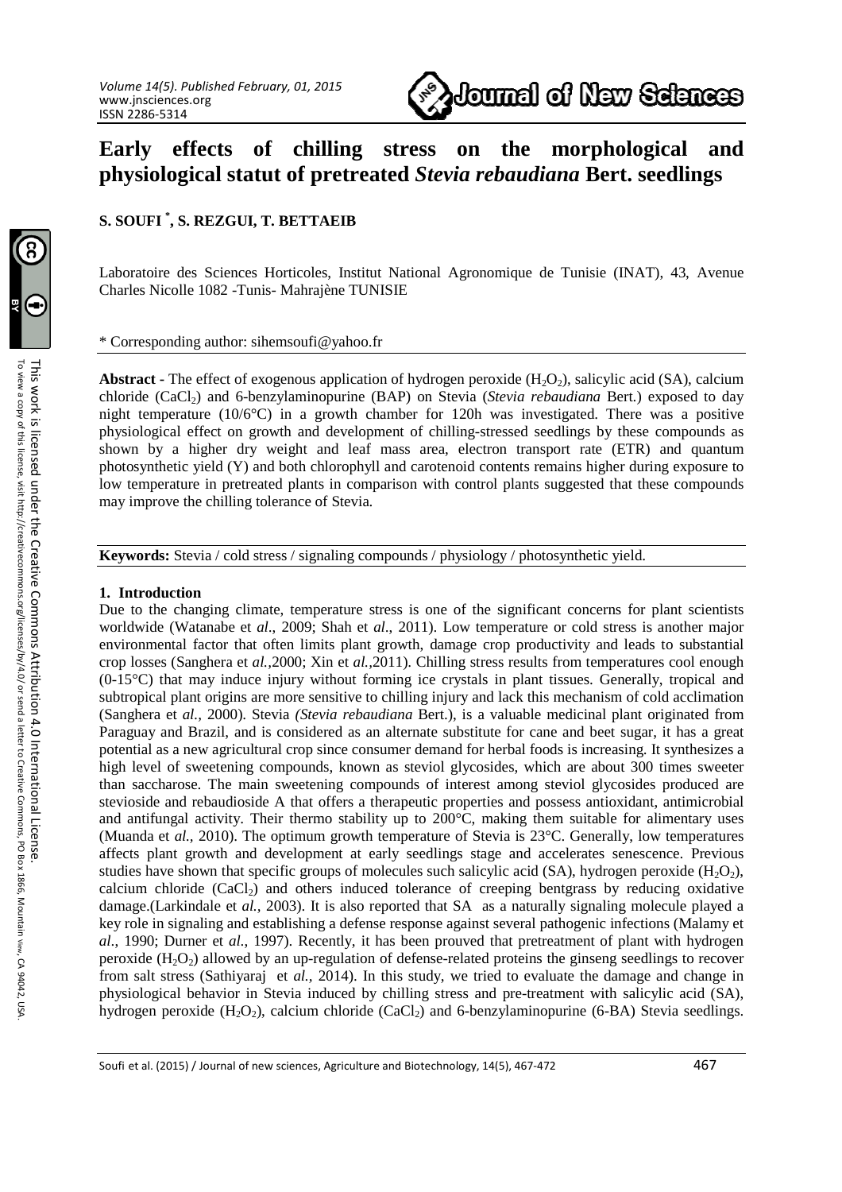# Early effects of chilling stress on the morphological and physiological statut of pretreated *Stevia rebaudiana* Bert. seedlings

**S. SOUFI [*], S. REZGUI, T. BETTAEIB**

Laboratoire des Sciences Horticoles, Institut National Agronomique de Tunisie (INAT), 43, Avenue Charles Nicolle 1082 -Tunis- Mahrajène TUNISIE

\* Corresponding author: sihemsoufi@yahoo.fr

**Abstract** - The effect of exogenous application of hydrogen peroxide ($H_2O_2$), salicylic acid (SA), calcium chloride ($CaCl_2$) and 6-benzylaminopurine (BAP) on Stevia (*Stevia rebaudiana* Bert.) exposed to day night temperature (10/6°C) in a growth chamber for 120h was investigated. There was a positive physiological effect on growth and development of chilling-stressed seedlings by these compounds as shown by a higher dry weight and leaf mass area, electron transport rate (ETR) and quantum photosynthetic yield (Y) and both chlorophyll and carotenoid contents remains higher during exposure to low temperature in pretreated plants in comparison with control plants suggested that these compounds may improve the chilling tolerance of Stevia.

**Keywords:** Stevia / cold stress / signaling compounds / physiology / photosynthetic yield.

## 1. Introduction

Due to the changing climate, temperature stress is one of the significant concerns for plant scientists worldwide (Watanabe et *al*., 2009; Shah et *al*., 2011). Low temperature or cold stress is another major environmental factor that often limits plant growth, damage crop productivity and leads to substantial crop losses (Sanghera et *al.*,2000; Xin et *al.*,2011). Chilling stress results from temperatures cool enough (0-15°C) that may induce injury without forming ice crystals in plant tissues. Generally, tropical and subtropical plant origins are more sensitive to chilling injury and lack this mechanism of cold acclimation (Sanghera et *al.*, 2000). Stevia *(Stevia rebaudiana* Bert.), is a valuable medicinal plant originated from Paraguay and Brazil, and is considered as an alternate substitute for cane and beet sugar, it has a great potential as a new agricultural crop since consumer demand for herbal foods is increasing. It synthesizes a high level of sweetening compounds, known as steviol glycosides, which are about 300 times sweeter than saccharose. The main sweetening compounds of interest among steviol glycosides produced are stevioside and rebaudioside A that offers a therapeutic properties and possess antioxidant, antimicrobial and antifungal activity. Their thermo stability up to 200°C, making them suitable for alimentary uses (Muanda et *al.*, 2010). The optimum growth temperature of Stevia is 23°C. Generally, low temperatures affects plant growth and development at early seedlings stage and accelerates senescence. Previous studies have shown that specific groups of molecules such salicylic acid (SA), hydrogen peroxide ($H_2O_2$), calcium chloride ($CaCl_2$) and others induced tolerance of creeping bentgrass by reducing oxidative damage.(Larkindale et *al.*, 2003). It is also reported that SA as a naturally signaling molecule played a key role in signaling and establishing a defense response against several pathogenic infections (Malamy et *al*., 1990; Durner et *al*., 1997). Recently, it has been prouved that pretreatment of plant with hydrogen peroxide ($H_2O_2$) allowed by an up-regulation of defense-related proteins the ginseng seedlings to recover from salt stress (Sathiyaraj et *al.*, 2014). In this study, we tried to evaluate the damage and change in physiological behavior in Stevia induced by chilling stress and pre-treatment with salicylic acid (SA), hydrogen peroxide ($H_2O_2$), calcium chloride ($CaCl_2$) and 6-benzylaminopurine (6-BA) Stevia seedlings.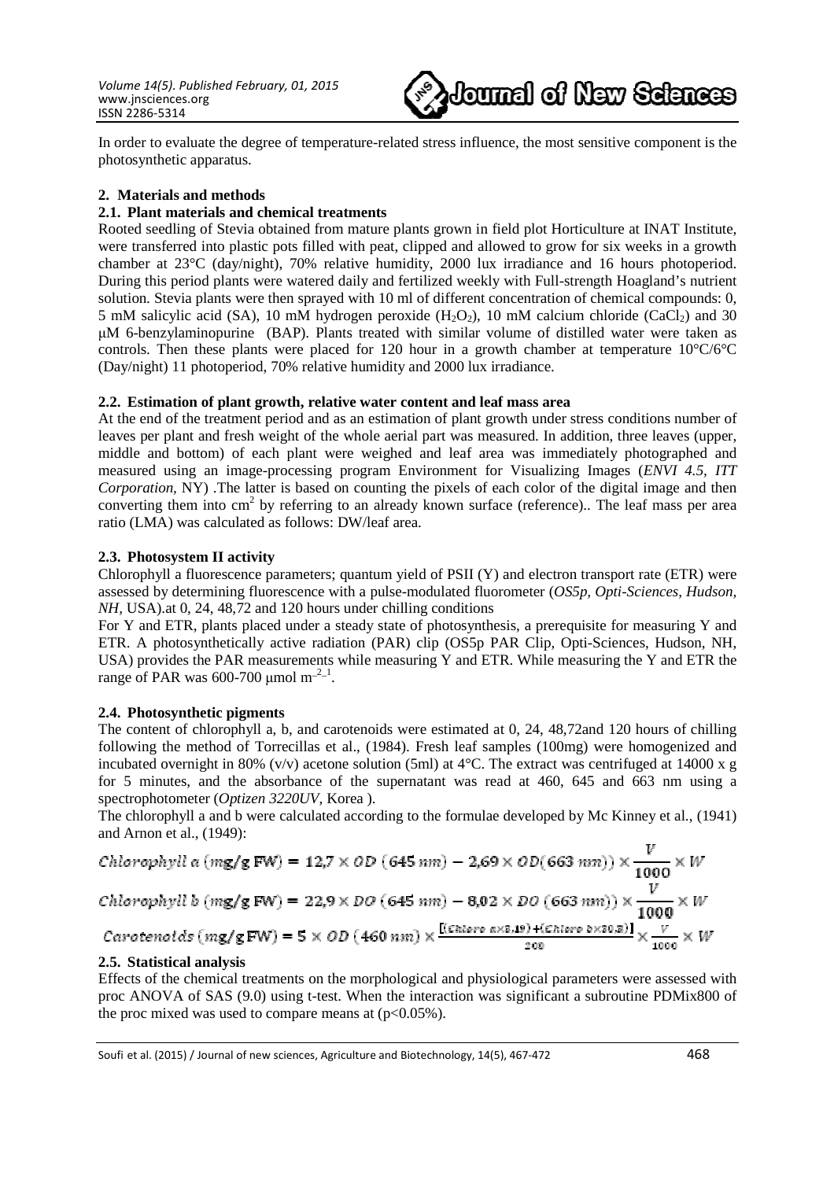In order to evaluate the degree of temperature-related stress influence, the most sensitive component is the photosynthetic apparatus.

## 2. Materials and methods

### 2.1. Plant materials and chemical treatments

Rooted seedling of Stevia obtained from mature plants grown in field plot Horticulture at INAT Institute, were transferred into plastic pots filled with peat, clipped and allowed to grow for six weeks in a growth chamber at 23°C (day/night), 70% relative humidity, 2000 lux irradiance and 16 hours photoperiod. During this period plants were watered daily and fertilized weekly with Full-strength Hoagland's nutrient solution. Stevia plants were then sprayed with 10 ml of different concentration of chemical compounds: 0, 5 mM salicylic acid (SA), 10 mM hydrogen peroxide ($H_2O_2$), 10 mM calcium chloride ($CaCl_2$) and 30 μM 6-benzylaminopurine (BAP). Plants treated with similar volume of distilled water were taken as controls. Then these plants were placed for 120 hour in a growth chamber at temperature 10°C/6°C (Day/night) 11 photoperiod, 70% relative humidity and 2000 lux irradiance.

### 2.2. Estimation of plant growth, relative water content and leaf mass area

At the end of the treatment period and as an estimation of plant growth under stress conditions number of leaves per plant and fresh weight of the whole aerial part was measured. In addition, three leaves (upper, middle and bottom) of each plant were weighed and leaf area was immediately photographed and measured using an image-processing program Environment for Visualizing Images (*ENVI 4.5, ITT Corporation,* NY) .The latter is based on counting the pixels of each color of the digital image and then converting them into $cm^2$ by referring to an already known surface (reference).. The leaf mass per area ratio (LMA) was calculated as follows: DW/leaf area.

### 2.3. Photosystem II activity

Chlorophyll a fluorescence parameters; quantum yield of PSII (Y) and electron transport rate (ETR) were assessed by determining fluorescence with a pulse-modulated fluorometer (*OS5p, Opti-Sciences, Hudson, NH,* USA).at 0, 24, 48,72 and 120 hours under chilling conditions

For Y and ETR, plants placed under a steady state of photosynthesis, a prerequisite for measuring Y and ETR. A photosynthetically active radiation (PAR) clip (OS5p PAR Clip, Opti-Sciences, Hudson, NH, USA) provides the PAR measurements while measuring Y and ETR. While measuring the Y and ETR the range of PAR was 600-700 μmol $m^{-2\_1}$.

### 2.4. Photosynthetic pigments

The content of chlorophyll a, b, and carotenoids were estimated at 0, 24, 48,72and 120 hours of chilling following the method of Torrecillas et al., (1984). Fresh leaf samples (100mg) were homogenized and incubated overnight in 80% (v/v) acetone solution (5ml) at 4°C. The extract was centrifuged at 14000 x g for 5 minutes, and the absorbance of the supernatant was read at 460, 645 and 663 nm using a spectrophotometer (*Optizen 3220UV,* Korea ).

The chlorophyll a and b were calculated according to the formulae developed by Mc Kinney et al., (1941) and Arnon et al., (1949):

$$Chlorophyll\ a\ (mg/g\ FW) = 12{,}7 \times OD\ (645\ nm) - 2{,}69 \times OD(663\ nm)) \times \frac{V}{1000} \times W$$

$$Chlorophyll\ b\ (mg/g\ FW) = 22{,}9 \times DO\ (645\ nm) - 8{,}02 \times DO\ (663\ nm)) \times \frac{V}{1000} \times W$$

$$Carotenoids\ (mg/g\ FW) = 5 \times OD\ (460\ nm) \times \frac{[(Chloro\ a \times 3.19) + (Chloro\ b \times 30.8)]}{200} \times \frac{V}{1000} \times W$$

### 2.5. Statistical analysis

Effects of the chemical treatments on the morphological and physiological parameters were assessed with proc ANOVA of SAS (9.0) using t-test. When the interaction was significant a subroutine PDMix800 of the proc mixed was used to compare means at ($p<0.05\%$).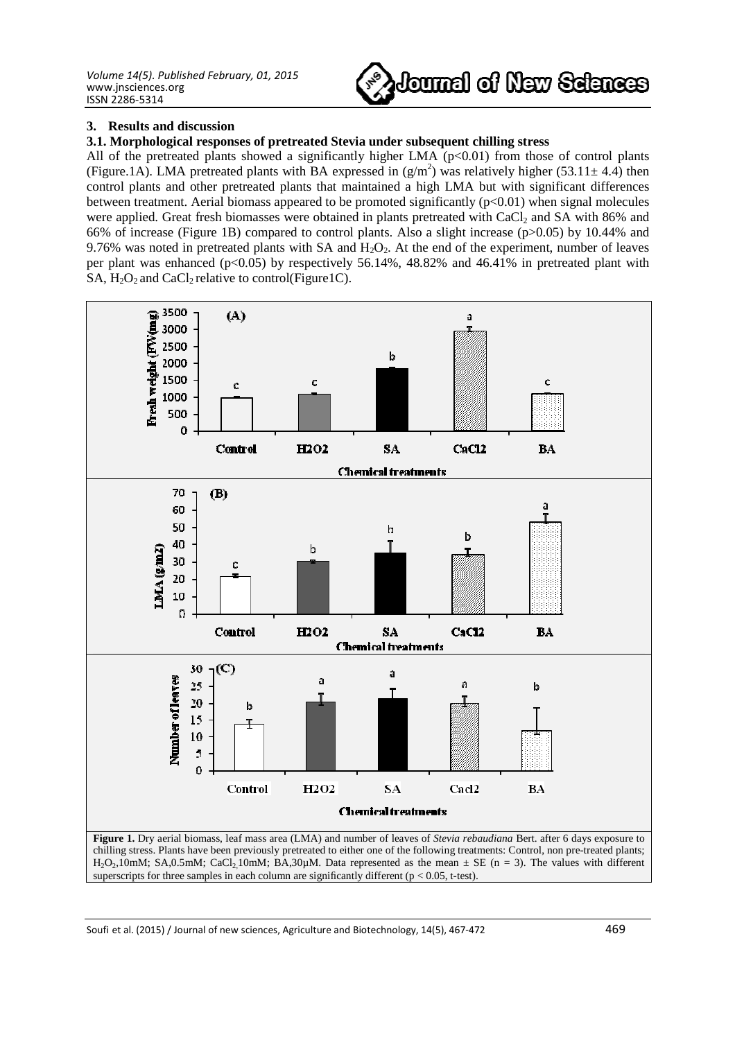## 3. Results and discussion

### 3.1. Morphological responses of pretreated Stevia under subsequent chilling stress

All of the pretreated plants showed a significantly higher LMA ($p<0.01$) from those of control plants (Figure.1A). LMA pretreated plants with BA expressed in ($g/m^2$) was relatively higher ($53.11\pm 4.4$) then control plants and other pretreated plants that maintained a high LMA but with significant differences between treatment. Aerial biomass appeared to be promoted significantly ($p<0.01$) when signal molecules were applied. Great fresh biomasses were obtained in plants pretreated with $CaCl_2$ and SA with 86% and 66% of increase (Figure 1B) compared to control plants. Also a slight increase ($p>0.05$) by 10.44% and 9.76% was noted in pretreated plants with SA and $H_2O_2$. At the end of the experiment, number of leaves per plant was enhanced ($p<0.05$) by respectively 56.14%, 48.82% and 46.41% in pretreated plant with SA, $H_2O_2$ and $CaCl_2$ relative to control(Figure1C).

**Figure 1.** Dry aerial biomass, leaf mass area (LMA) and number of leaves of *Stevia rebaudiana* Bert. after 6 days exposure to chilling stress. Plants have been previously pretreated to either one of the following treatments: Control, non pre-treated plants; $H_2O_2$,10mM; SA,0.5mM; $CaCl_2$,10mM; BA,30µM. Data represented as the mean ± SE (n = 3). The values with different superscripts for three samples in each column are significantly different ($p < 0.05$, t-test).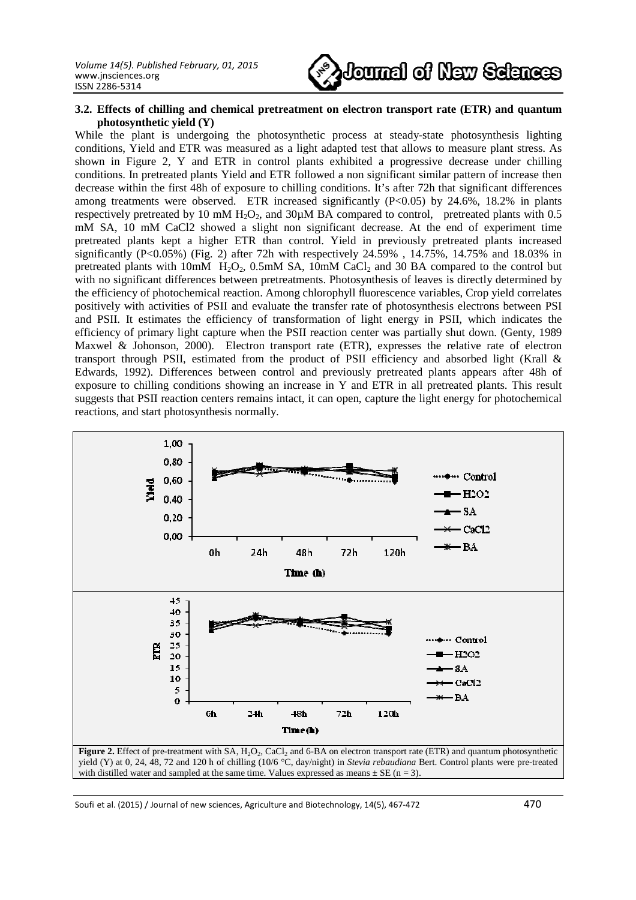### 3.2. Effects of chilling and chemical pretreatment on electron transport rate (ETR) and quantum photosynthetic yield (Y)

While the plant is undergoing the photosynthetic process at steady-state photosynthesis lighting conditions, Yield and ETR was measured as a light adapted test that allows to measure plant stress. As shown in Figure 2, Y and ETR in control plants exhibited a progressive decrease under chilling conditions. In pretreated plants Yield and ETR followed a non significant similar pattern of increase then decrease within the first 48h of exposure to chilling conditions. It's after 72h that significant differences among treatments were observed. ETR increased significantly ($P<0.05$) by 24.6%, 18.2% in plants respectively pretreated by 10 mM $H_2O_2$, and 30µM BA compared to control, pretreated plants with 0.5 mM SA, 10 mM CaCl2 showed a slight non significant decrease. At the end of experiment time pretreated plants kept a higher ETR than control. Yield in previously pretreated plants increased significantly ($P<0.05\%$) (Fig. 2) after 72h with respectively 24.59% , 14.75%, 14.75% and 18.03% in pretreated plants with 10mM $H_2O_2$, 0.5mM SA, 10mM $CaCl_2$ and 30 BA compared to the control but with no significant differences between pretreatments. Photosynthesis of leaves is directly determined by the efficiency of photochemical reaction. Among chlorophyll fluorescence variables, Crop yield correlates positively with activities of PSII and evaluate the transfer rate of photosynthesis electrons between PSI and PSII. It estimates the efficiency of transformation of light energy in PSII, which indicates the efficiency of primary light capture when the PSII reaction center was partially shut down. (Genty, 1989 Maxwel & Johonson, 2000). Electron transport rate (ETR), expresses the relative rate of electron transport through PSII, estimated from the product of PSII efficiency and absorbed light (Krall & Edwards, 1992). Differences between control and previously pretreated plants appears after 48h of exposure to chilling conditions showing an increase in Y and ETR in all pretreated plants. This result suggests that PSII reaction centers remains intact, it can open, capture the light energy for photochemical reactions, and start photosynthesis normally.

**Figure 2.** Effect of pre-treatment with SA, $H_2O_2$, $CaCl_2$ and 6-BA on electron transport rate (ETR) and quantum photosynthetic yield (Y) at 0, 24, 48, 72 and 120 h of chilling (10/6 °C, day/night) in *Stevia rebaudiana* Bert. Control plants were pre-treated with distilled water and sampled at the same time. Values expressed as means ± SE (n = 3).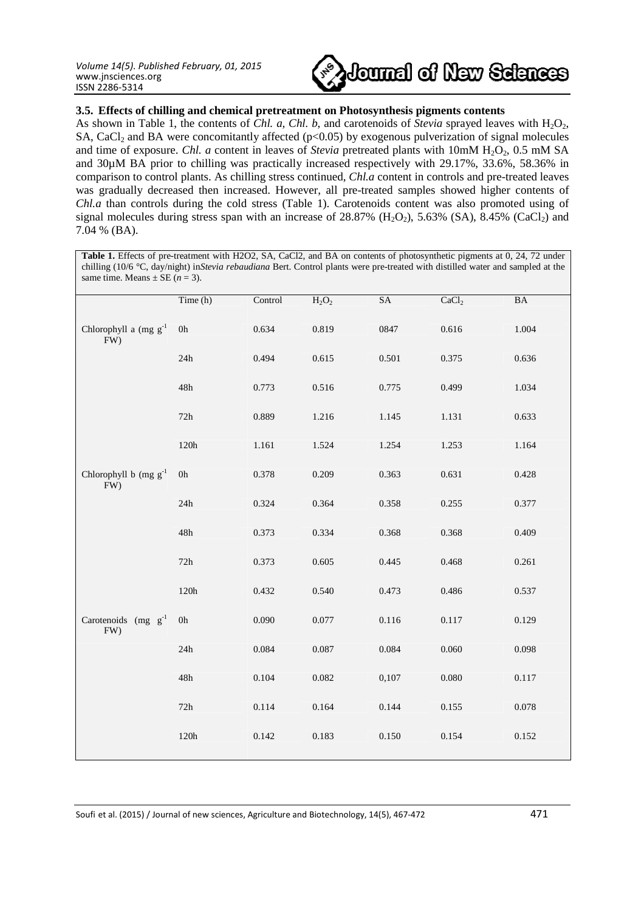### 3.5. Effects of chilling and chemical pretreatment on Photosynthesis pigments contents

As shown in Table 1, the contents of *Chl. a, Chl. b,* and carotenoids of *Stevia* sprayed leaves with $H_2O_2$, SA, $CaCl_2$ and BA were concomitantly affected ($p<0.05$) by exogenous pulverization of signal molecules and time of exposure. *Chl. a* content in leaves of *Stevia* pretreated plants with 10mM $H_2O_2$, 0.5 mM SA and 30µM BA prior to chilling was practically increased respectively with 29.17%, 33.6%, 58.36% in comparison to control plants. As chilling stress continued, *Chl.a* content in controls and pre-treated leaves was gradually decreased then increased. However, all pre-treated samples showed higher contents of *Chl.a* than controls during the cold stress (Table 1). Carotenoids content was also promoted using of signal molecules during stress span with an increase of 28.87% ($H_2O_2$), 5.63% (SA), 8.45% ($CaCl_2$) and 7.04 % (BA).

**Table 1.** Effects of pre-treatment with H2O2, SA, CaCl2, and BA on contents of photosynthetic pigments at 0, 24, 72 under chilling (10/6 °C, day/night) in*Stevia rebaudiana* Bert. Control plants were pre-treated with distilled water and sampled at the same time. Means ± SE (*n* = 3).

| | Time (h) | Control | $H_2O_2$ | SA | $CaCl_2$ | BA |
|---|---|---|---|---|---|---|
| Chlorophyll a (mg $g^{-1}$ FW) | 0h | 0.634 | 0.819 | 0847 | 0.616 | 1.004 |
| | 24h | 0.494 | 0.615 | 0.501 | 0.375 | 0.636 |
| | 48h | 0.773 | 0.516 | 0.775 | 0.499 | 1.034 |
| | 72h | 0.889 | 1.216 | 1.145 | 1.131 | 0.633 |
| | 120h | 1.161 | 1.524 | 1.254 | 1.253 | 1.164 |
| Chlorophyll b (mg $g^{-1}$ FW) | 0h | 0.378 | 0.209 | 0.363 | 0.631 | 0.428 |
| | 24h | 0.324 | 0.364 | 0.358 | 0.255 | 0.377 |
| | 48h | 0.373 | 0.334 | 0.368 | 0.368 | 0.409 |
| | 72h | 0.373 | 0.605 | 0.445 | 0.468 | 0.261 |
| | 120h | 0.432 | 0.540 | 0.473 | 0.486 | 0.537 |
| Carotenoids (mg $g^{-1}$ FW) | 0h | 0.090 | 0.077 | 0.116 | 0.117 | 0.129 |
| | 24h | 0.084 | 0.087 | 0.084 | 0.060 | 0.098 |
| | 48h | 0.104 | 0.082 | 0,107 | 0.080 | 0.117 |
| | 72h | 0.114 | 0.164 | 0.144 | 0.155 | 0.078 |
| | 120h | 0.142 | 0.183 | 0.150 | 0.154 | 0.152 |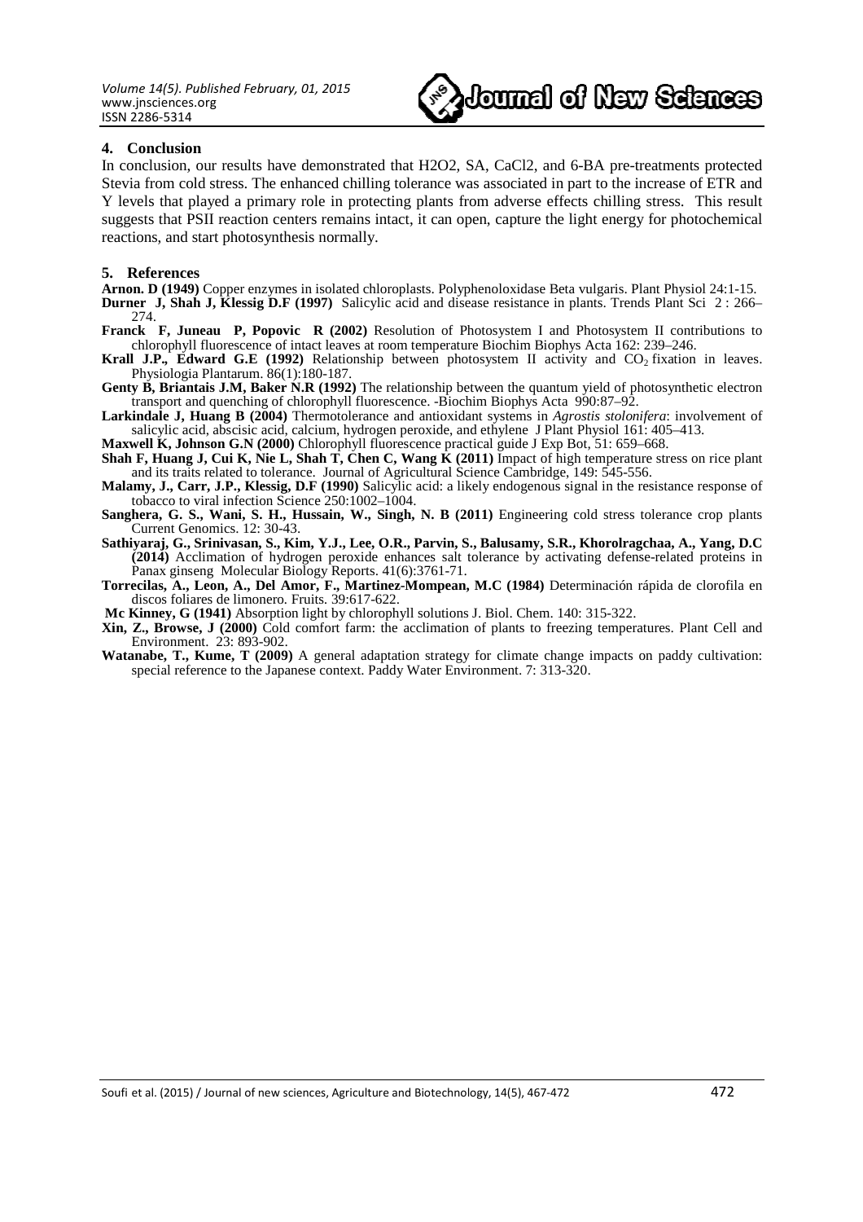## 4. Conclusion

In conclusion, our results have demonstrated that H2O2, SA, CaCl2, and 6-BA pre-treatments protected Stevia from cold stress. The enhanced chilling tolerance was associated in part to the increase of ETR and Y levels that played a primary role in protecting plants from adverse effects chilling stress. This result suggests that PSII reaction centers remains intact, it can open, capture the light energy for photochemical reactions, and start photosynthesis normally.

## 5. References

**Arnon. D (1949)** Copper enzymes in isolated chloroplasts. Polyphenoloxidase Beta vulgaris. Plant Physiol 24:1-15.

**Durner J, Shah J, Klessig D.F (1997)** Salicylic acid and disease resistance in plants. Trends Plant Sci 2 : 266–274.

**Franck F, Juneau P, Popovic R (2002)** Resolution of Photosystem I and Photosystem II contributions to chlorophyll fluorescence of intact leaves at room temperature Biochim Biophys Acta 162: 239–246.

**Krall J.P., Edward G.E (1992)** Relationship between photosystem II activity and $CO_2$ fixation in leaves. Physiologia Plantarum. 86(1):180-187.

**Genty B, Briantais J.M, Baker N.R (1992)** The relationship between the quantum yield of photosynthetic electron transport and quenching of chlorophyll fluorescence. -Biochim Biophys Acta 990:87–92.

**Larkindale J, Huang B (2004)** Thermotolerance and antioxidant systems in *Agrostis stolonifera*: involvement of salicylic acid, abscisic acid, calcium, hydrogen peroxide, and ethylene J Plant Physiol 161: 405–413.

**Maxwell K, Johnson G.N (2000)** Chlorophyll fluorescence practical guide J Exp Bot, 51: 659–668.

**Shah F, Huang J, Cui K, Nie L, Shah T, Chen C, Wang K (2011)** Impact of high temperature stress on rice plant and its traits related to tolerance. Journal of Agricultural Science Cambridge, 149: 545-556.

**Malamy, J., Carr, J.P., Klessig, D.F (1990)** Salicylic acid: a likely endogenous signal in the resistance response of tobacco to viral infection Science 250:1002–1004.

**Sanghera, G. S., Wani, S. H., Hussain, W., Singh, N. B (2011)** Engineering cold stress tolerance crop plants Current Genomics. 12: 30-43.

**Sathiyaraj, G., Srinivasan, S., Kim, Y.J., Lee, O.R., Parvin, S., Balusamy, S.R., Khorolragchaa, A., Yang, D.C (2014)** Acclimation of hydrogen peroxide enhances salt tolerance by activating defense-related proteins in Panax ginseng Molecular Biology Reports. 41(6):3761-71.

**Torrecilas, A., Leon, A., Del Amor, F., Martinez-Mompean, M.C (1984)** Determinación rápida de clorofila en discos foliares de limonero. Fruits. 39:617-622.

**Mc Kinney, G (1941)** Absorption light by chlorophyll solutions J. Biol. Chem. 140: 315-322.

**Xin, Z., Browse, J (2000)** Cold comfort farm: the acclimation of plants to freezing temperatures. Plant Cell and Environment. 23: 893-902.

**Watanabe, T., Kume, T (2009)** A general adaptation strategy for climate change impacts on paddy cultivation: special reference to the Japanese context. Paddy Water Environment. 7: 313-320.